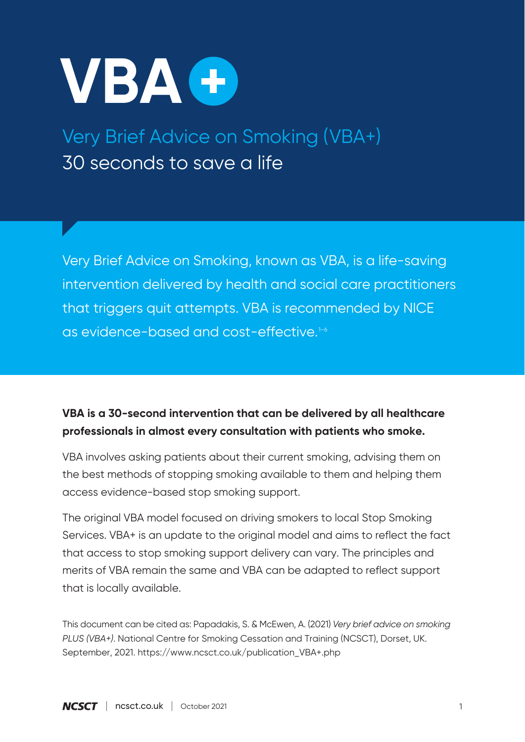# VBA+

## Very Brief Advice on Smoking (VBA+)

## 30 seconds to save a life

Very Brief Advice on Smoking, known as VBA, is a life-saving intervention delivered by health and social care practitioners that triggers quit attempts. VBA is recommended by NICE as evidence-based and cost-effective.[1–6]

**VBA is a 30-second intervention that can be delivered by all healthcare professionals in almost every consultation with patients who smoke.**

VBA involves asking patients about their current smoking, advising them on the best methods of stopping smoking available to them and helping them access evidence-based stop smoking support.

The original VBA model focused on driving smokers to local Stop Smoking Services. VBA+ is an update to the original model and aims to reflect the fact that access to stop smoking support delivery can vary. The principles and merits of VBA remain the same and VBA can be adapted to reflect support that is locally available.

This document can be cited as: Papadakis, S. & McEwen, A. (2021) *Very brief advice on smoking PLUS (VBA+)*. National Centre for Smoking Cessation and Training (NCSCT), Dorset, UK. September, 2021. https://www.ncsct.co.uk/publication_VBA+.php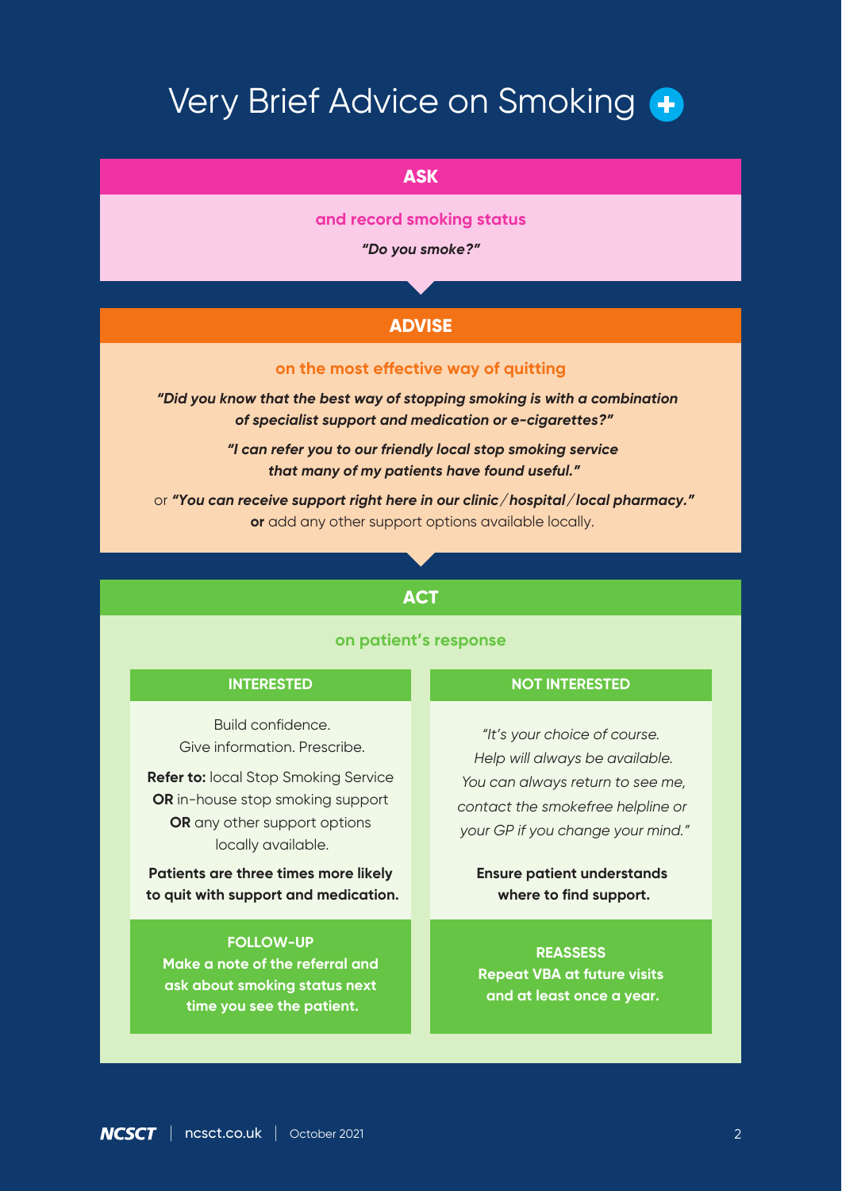# Very Brief Advice on Smoking

## ASK

**and record smoking status**

***"Do you smoke?"***

## ADVISE

**on the most effective way of quitting**

***"Did you know that the best way of stopping smoking is with a combination of specialist support and medication or e-cigarettes?"***

***"I can refer you to our friendly local stop smoking service that many of my patients have found useful."***

or ***"You can receive support right here in our clinic/hospital/local pharmacy."***
**or** add any other support options available locally.

## ACT

**on patient's response**

### INTERESTED

Build confidence.
Give information. Prescribe.

**Refer to:** local Stop Smoking Service **OR** in-house stop smoking support **OR** any other support options locally available.

**Patients are three times more likely to quit with support and medication.**

**FOLLOW-UP**
**Make a note of the referral and ask about smoking status next time you see the patient.**

### NOT INTERESTED

*"It's your choice of course. Help will always be available. You can always return to see me, contact the smokefree helpline or your GP if you change your mind."*

**Ensure patient understands where to find support.**

**REASSESS**
**Repeat VBA at future visits and at least once a year.**

NCSCT | ncsct.co.uk | October 2021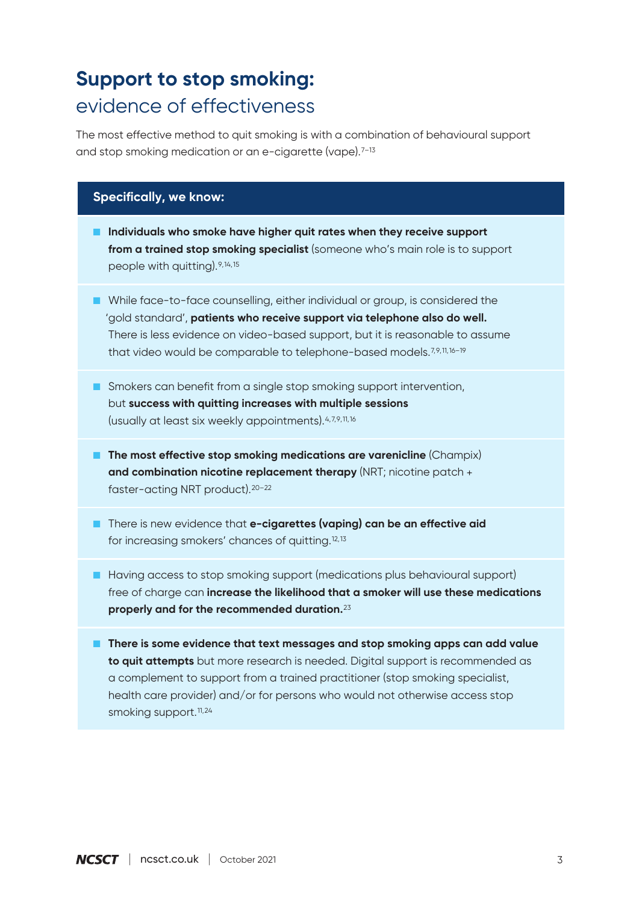# Support to stop smoking:
## evidence of effectiveness

The most effective method to quit smoking is with a combination of behavioural support and stop smoking medication or an e-cigarette (vape).[7–13]

**Specifically, we know:**

- **Individuals who smoke have higher quit rates when they receive support from a trained stop smoking specialist** (someone who's main role is to support people with quitting).[9,14,15]

- While face-to-face counselling, either individual or group, is considered the 'gold standard', **patients who receive support via telephone also do well.** There is less evidence on video-based support, but it is reasonable to assume that video would be comparable to telephone-based models.[7,9,11,16–19]

- Smokers can benefit from a single stop smoking support intervention, but **success with quitting increases with multiple sessions** (usually at least six weekly appointments).[4,7,9,11,16]

- **The most effective stop smoking medications are varenicline** (Champix) **and combination nicotine replacement therapy** (NRT; nicotine patch + faster-acting NRT product).[20–22]

- There is new evidence that **e-cigarettes (vaping) can be an effective aid** for increasing smokers' chances of quitting.[12,13]

- Having access to stop smoking support (medications plus behavioural support) free of charge can **increase the likelihood that a smoker will use these medications properly and for the recommended duration.**[23]

- **There is some evidence that text messages and stop smoking apps can add value to quit attempts** but more research is needed. Digital support is recommended as a complement to support from a trained practitioner (stop smoking specialist, health care provider) and/or for persons who would not otherwise access stop smoking support.[11,24]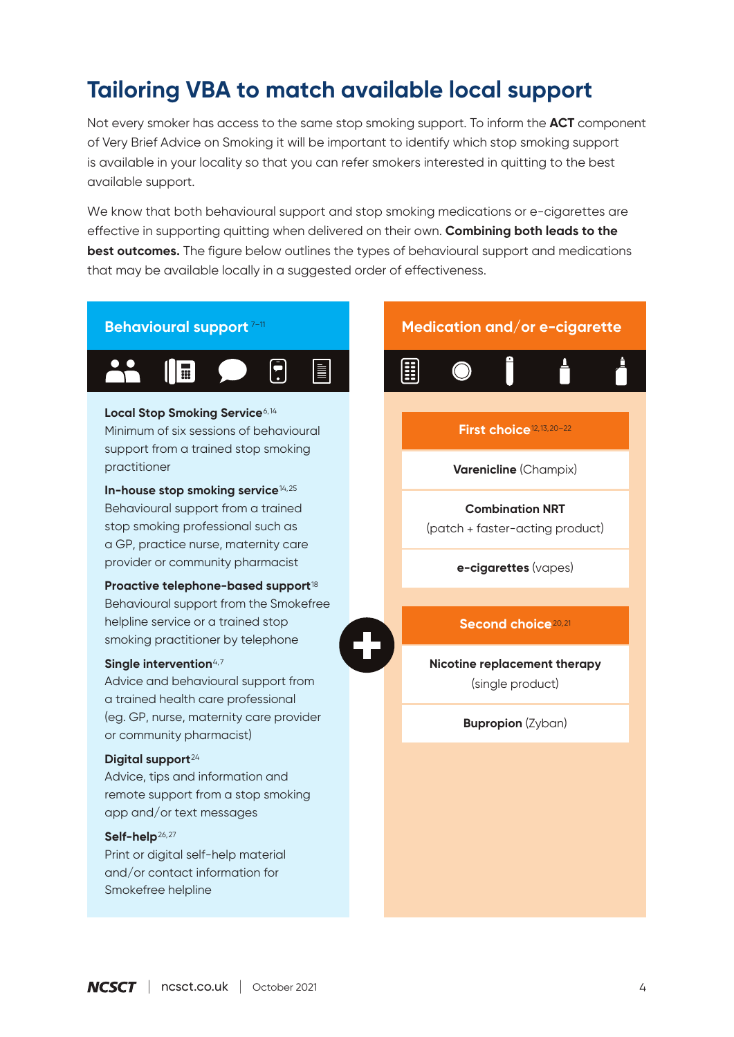# Tailoring VBA to match available local support

Not every smoker has access to the same stop smoking support. To inform the **ACT** component of Very Brief Advice on Smoking it will be important to identify which stop smoking support is available in your locality so that you can refer smokers interested in quitting to the best available support.

We know that both behavioural support and stop smoking medications or e-cigarettes are effective in supporting quitting when delivered on their own. **Combining both leads to the best outcomes.** The figure below outlines the types of behavioural support and medications that may be available locally in a suggested order of effectiveness.

## Behavioural support[7–11]

**Local Stop Smoking Service**[6,14]
Minimum of six sessions of behavioural support from a trained stop smoking practitioner

**In-house stop smoking service**[14,25]
Behavioural support from a trained stop smoking professional such as a GP, practice nurse, maternity care provider or community pharmacist

**Proactive telephone-based support**[18]
Behavioural support from the Smokefree helpline service or a trained stop smoking practitioner by telephone

**Single intervention**[4,7]
Advice and behavioural support from a trained health care professional (eg. GP, nurse, maternity care provider or community pharmacist)

**Digital support**[24]
Advice, tips and information and remote support from a stop smoking app and/or text messages

**Self-help**[26,27]
Print or digital self-help material and/or contact information for Smokefree helpline

**+**

## Medication and/or e-cigarette

**First choice**[12,13,20–22]

- **Varenicline** (Champix)
- **Combination NRT** (patch + faster-acting product)
- **e-cigarettes** (vapes)

**Second choice**[20,21]

- **Nicotine replacement therapy** (single product)
- **Bupropion** (Zyban)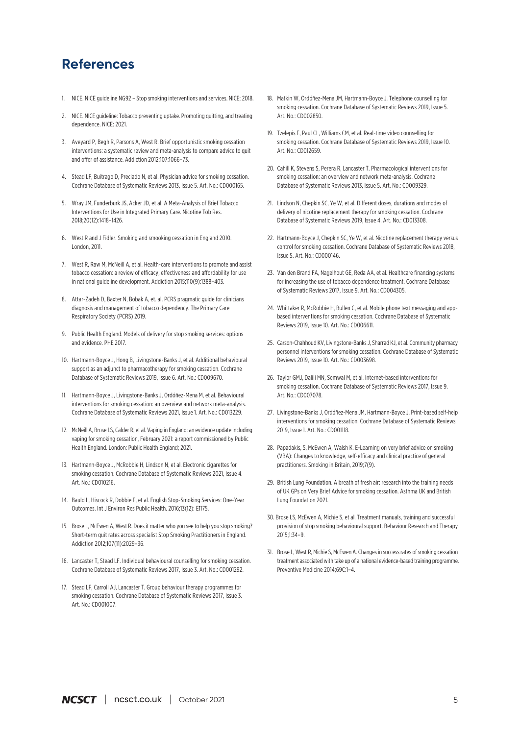# References

1. NICE. NICE guideline NG92 – Stop smoking interventions and services. NICE; 2018.
2. NICE. NICE guideline: Tobacco preventing uptake. Promoting quitting, and treating dependence. NICE: 2021.
3. Aveyard P, Begh R, Parsons A, West R. Brief opportunistic smoking cessation interventions: a systematic review and meta-analysis to compare advice to quit and offer of assistance. Addiction 2012;107:1066–73.
4. Stead LF, Buitrago D, Preciado N, et al. Physician advice for smoking cessation. Cochrane Database of Systematic Reviews 2013, Issue 5. Art. No.: CD000165.
5. Wray JM, Funderburk JS, Acker JD, et al. A Meta-Analysis of Brief Tobacco Interventions for Use in Integrated Primary Care. Nicotine Tob Res. 2018;20(12):1418–1426.
6. West R and J Fidler. Smoking and smooking cessation in England 2010. London, 2011.
7. West R, Raw M, McNeill A, et al. Health-care interventions to promote and assist tobacco cessation: a review of efficacy, effectiveness and affordability for use in national guideline development. Addiction 2015;110(9):1388–403.
8. Attar-Zadeh D, Baxter N, Bobak A, et. al. PCRS pragmatic guide for clinicians diagnosis and management of tobacco dependency. The Primary Care Respiratory Society (PCRS) 2019.
9. Public Health England. Models of delivery for stop smoking services: options and evidence. PHE 2017.
10. Hartmann-Boyce J, Hong B, Livingstone-Banks J, et al. Additional behavioural support as an adjunct to pharmacotherapy for smoking cessation. Cochrane Database of Systematic Reviews 2019, Issue 6. Art. No.: CD009670.
11. Hartmann-Boyce J, Livingstone-Banks J, Ordóñez-Mena M, et al. Behavioural interventions for smoking cessation: an overview and network meta-analysis. Cochrane Database of Systematic Reviews 2021, Issue 1. Art. No.: CD013229.
12. McNeill A, Brose LS, Calder R, et al. Vaping in England: an evidence update including vaping for smoking cessation, February 2021: a report commissioned by Public Health England. London: Public Health England; 2021.
13. Hartmann-Boyce J, McRobbie H, Lindson N, et al. Electronic cigarettes for smoking cessation. Cochrane Database of Systematic Reviews 2021, Issue 4. Art. No.: CD010216.
14. Bauld L, Hiscock R, Dobbie F, et al. English Stop-Smoking Services: One-Year Outcomes. Int J Environ Res Public Health. 2016;13(12): E1175.
15. Brose L, McEwen A, West R. Does it matter who you see to help you stop smoking? Short-term quit rates across specialist Stop Smoking Practitioners in England. Addiction 2012;107(11):2029–36.
16. Lancaster T, Stead LF. Individual behavioural counselling for smoking cessation. Cochrane Database of Systematic Reviews 2017, Issue 3. Art. No.: CD001292.
17. Stead LF, Carroll AJ, Lancaster T. Group behaviour therapy programmes for smoking cessation. Cochrane Database of Systematic Reviews 2017, Issue 3. Art. No.: CD001007.
18. Matkin W, Ordóñez-Mena JM, Hartmann-Boyce J. Telephone counselling for smoking cessation. Cochrane Database of Systematic Reviews 2019, Issue 5. Art. No.: CD002850.
19. Tzelepis F, Paul CL, Williams CM, et al. Real-time video counselling for smoking cessation. Cochrane Database of Systematic Reviews 2019, Issue 10. Art. No.: CD012659.
20. Cahill K, Stevens S, Perera R, Lancaster T. Pharmacological interventions for smoking cessation: an overview and network meta-analysis. Cochrane Database of Systematic Reviews 2013, Issue 5. Art. No.: CD009329.
21. Lindson N, Chepkin SC, Ye W, et al. Different doses, durations and modes of delivery of nicotine replacement therapy for smoking cessation. Cochrane Database of Systematic Reviews 2019, Issue 4. Art. No.: CD013308.
22. Hartmann-Boyce J, Chepkin SC, Ye W, et al. Nicotine replacement therapy versus control for smoking cessation. Cochrane Database of Systematic Reviews 2018, Issue 5. Art. No.: CD000146.
23. Van den Brand FA, Nagelhout GE, Reda AA, et al. Healthcare financing systems for increasing the use of tobacco dependence treatment. Cochrane Database of Systematic Reviews 2017, Issue 9. Art. No.: CD004305.
24. Whittaker R, McRobbie H, Bullen C, et al. Mobile phone text messaging and app-based interventions for smoking cessation. Cochrane Database of Systematic Reviews 2019, Issue 10. Art. No.: CD006611.
25. Carson-Chahhoud KV, Livingstone-Banks J, Sharrad KJ, et al. Community pharmacy personnel interventions for smoking cessation. Cochrane Database of Systematic Reviews 2019, Issue 10. Art. No.: CD003698.
26. Taylor GMJ, Dalili MN, Semwal M, et al. Internet-based interventions for smoking cessation. Cochrane Database of Systematic Reviews 2017, Issue 9. Art. No.: CD007078.
27. Livingstone-Banks J, Ordóñez-Mena JM, Hartmann-Boyce J. Print-based self-help interventions for smoking cessation. Cochrane Database of Systematic Reviews 2019, Issue 1. Art. No.: CD001118.
28. Papadakis, S, McEwen A, Walsh K. E-Learning on very brief advice on smoking (VBA): Changes to knowledge, self-efficacy and clinical practice of general practitioners. Smoking in Britain, 2019;7(9).
29. British Lung Foundation. A breath of fresh air: research into the training needs of UK GPs on Very Brief Advice for smoking cessation. Asthma UK and British Lung Foundation 2021.
30. Brose LS, McEwen A, Michie S, et al. Treatment manuals, training and successful provision of stop smoking behavioural support. Behaviour Research and Therapy 2015;1:34–9.
31. Brose L, West R, Michie S, McEwen A. Changes in success rates of smoking cessation treatment associated with take up of a national evidence-based training programme. Preventive Medicine 2014;69C:1–4.